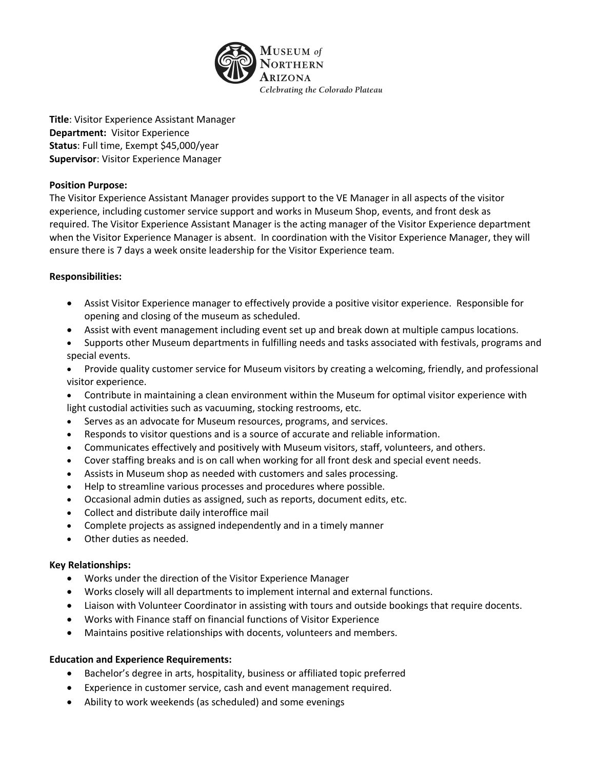MUSEUM of NORTHERN ARIZONA
*Celebrating the Colorado Plateau*

**Title**: Visitor Experience Assistant Manager
**Department:** Visitor Experience
**Status**: Full time, Exempt $45,000/year
**Supervisor**: Visitor Experience Manager

**Position Purpose:**
The Visitor Experience Assistant Manager provides support to the VE Manager in all aspects of the visitor experience, including customer service support and works in Museum Shop, events, and front desk as required. The Visitor Experience Assistant Manager is the acting manager of the Visitor Experience department when the Visitor Experience Manager is absent. In coordination with the Visitor Experience Manager, they will ensure there is 7 days a week onsite leadership for the Visitor Experience team.

**Responsibilities:**

- Assist Visitor Experience manager to effectively provide a positive visitor experience. Responsible for opening and closing of the museum as scheduled.
- Assist with event management including event set up and break down at multiple campus locations.
- Supports other Museum departments in fulfilling needs and tasks associated with festivals, programs and special events.
- Provide quality customer service for Museum visitors by creating a welcoming, friendly, and professional visitor experience.
- Contribute in maintaining a clean environment within the Museum for optimal visitor experience with light custodial activities such as vacuuming, stocking restrooms, etc.
- Serves as an advocate for Museum resources, programs, and services.
- Responds to visitor questions and is a source of accurate and reliable information.
- Communicates effectively and positively with Museum visitors, staff, volunteers, and others.
- Cover staffing breaks and is on call when working for all front desk and special event needs.
- Assists in Museum shop as needed with customers and sales processing.
- Help to streamline various processes and procedures where possible.
- Occasional admin duties as assigned, such as reports, document edits, etc.
- Collect and distribute daily interoffice mail
- Complete projects as assigned independently and in a timely manner
- Other duties as needed.

**Key Relationships:**

- Works under the direction of the Visitor Experience Manager
- Works closely will all departments to implement internal and external functions.
- Liaison with Volunteer Coordinator in assisting with tours and outside bookings that require docents.
- Works with Finance staff on financial functions of Visitor Experience
- Maintains positive relationships with docents, volunteers and members.

**Education and Experience Requirements:**

- Bachelor's degree in arts, hospitality, business or affiliated topic preferred
- Experience in customer service, cash and event management required.
- Ability to work weekends (as scheduled) and some evenings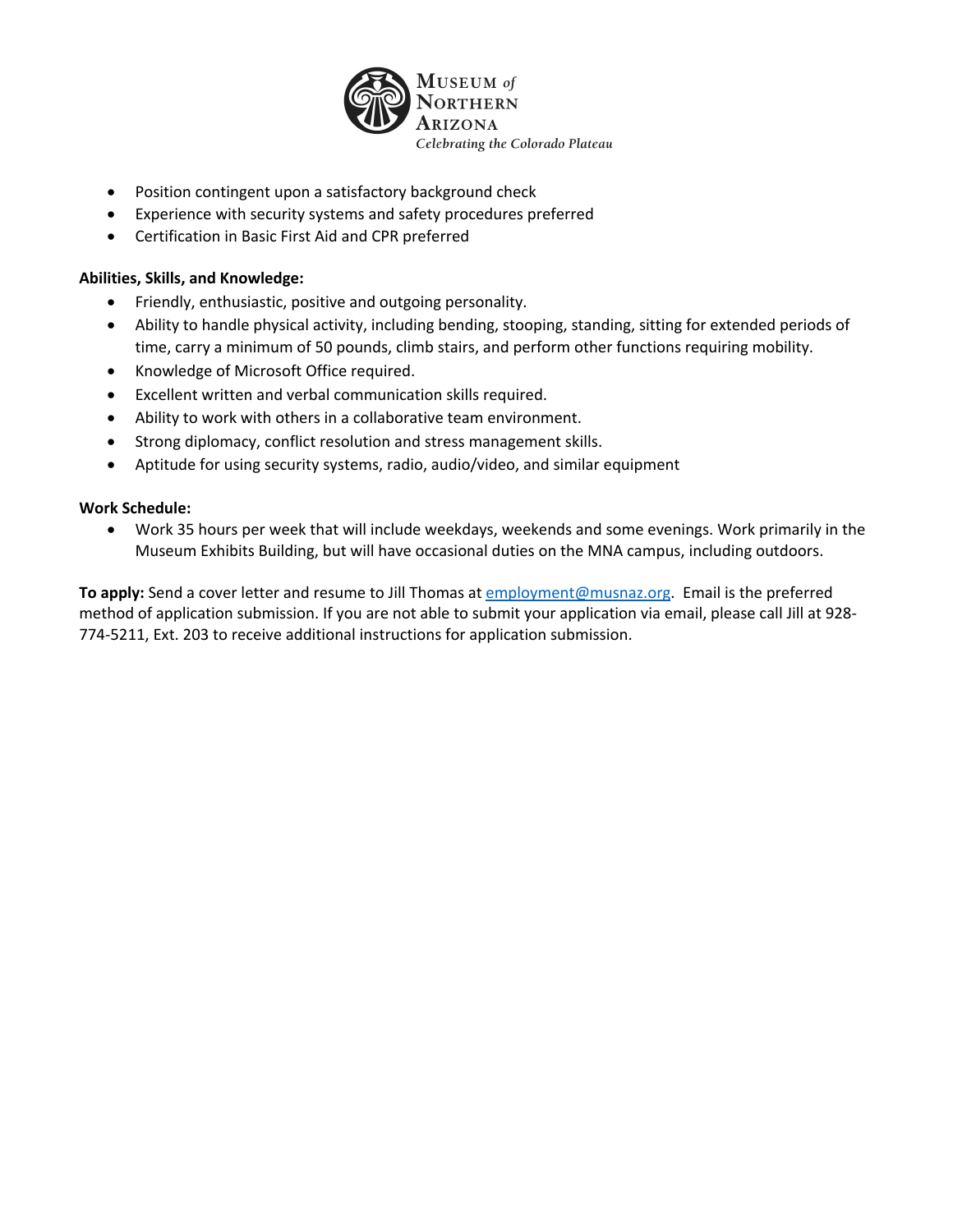- Position contingent upon a satisfactory background check
- Experience with security systems and safety procedures preferred
- Certification in Basic First Aid and CPR preferred

**Abilities, Skills, and Knowledge:**

- Friendly, enthusiastic, positive and outgoing personality.
- Ability to handle physical activity, including bending, stooping, standing, sitting for extended periods of time, carry a minimum of 50 pounds, climb stairs, and perform other functions requiring mobility.
- Knowledge of Microsoft Office required.
- Excellent written and verbal communication skills required.
- Ability to work with others in a collaborative team environment.
- Strong diplomacy, conflict resolution and stress management skills.
- Aptitude for using security systems, radio, audio/video, and similar equipment

**Work Schedule:**

- Work 35 hours per week that will include weekdays, weekends and some evenings. Work primarily in the Museum Exhibits Building, but will have occasional duties on the MNA campus, including outdoors.

**To apply:** Send a cover letter and resume to Jill Thomas at [employment@musnaz.org](mailto:employment@musnaz.org). Email is the preferred method of application submission. If you are not able to submit your application via email, please call Jill at 928-774-5211, Ext. 203 to receive additional instructions for application submission.